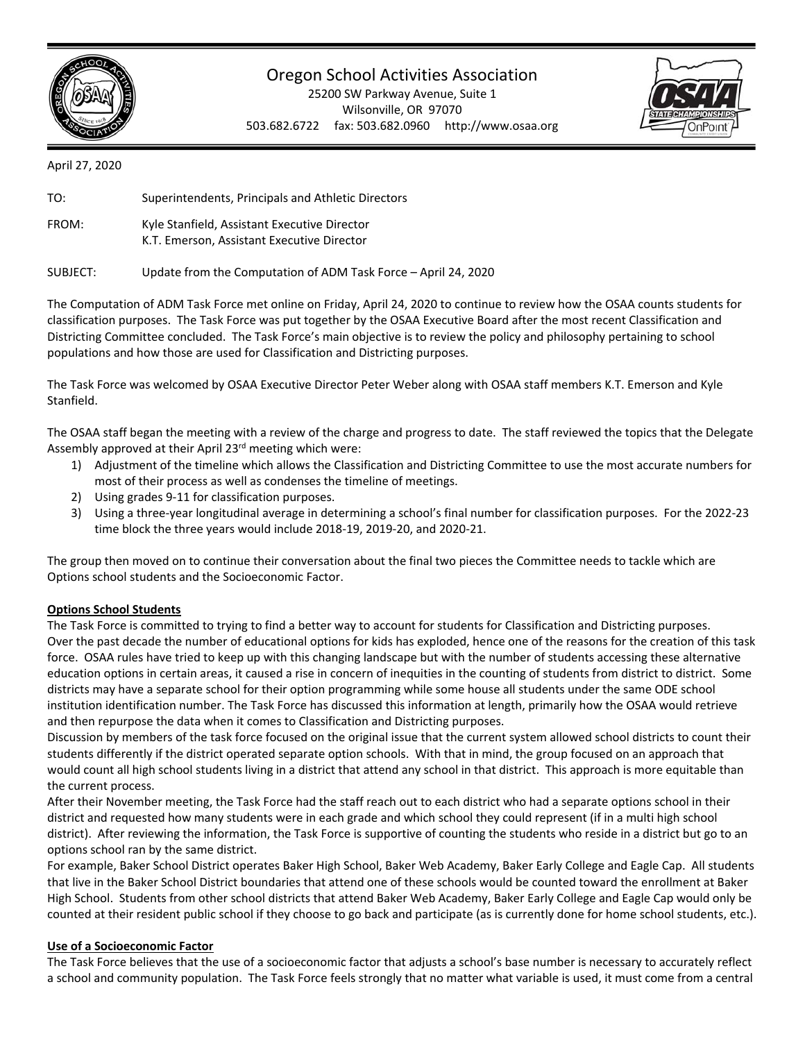# Oregon School Activities Association

25200 SW Parkway Avenue, Suite 1
Wilsonville, OR 97070
503.682.6722 fax: 503.682.0960 http://www.osaa.org

April 27, 2020

TO: Superintendents, Principals and Athletic Directors

FROM: Kyle Stanfield, Assistant Executive Director
K.T. Emerson, Assistant Executive Director

SUBJECT: Update from the Computation of ADM Task Force – April 24, 2020

The Computation of ADM Task Force met online on Friday, April 24, 2020 to continue to review how the OSAA counts students for classification purposes. The Task Force was put together by the OSAA Executive Board after the most recent Classification and Districting Committee concluded. The Task Force's main objective is to review the policy and philosophy pertaining to school populations and how those are used for Classification and Districting purposes.

The Task Force was welcomed by OSAA Executive Director Peter Weber along with OSAA staff members K.T. Emerson and Kyle Stanfield.

The OSAA staff began the meeting with a review of the charge and progress to date. The staff reviewed the topics that the Delegate Assembly approved at their April 23rd meeting which were:

1) Adjustment of the timeline which allows the Classification and Districting Committee to use the most accurate numbers for most of their process as well as condenses the timeline of meetings.
2) Using grades 9-11 for classification purposes.
3) Using a three-year longitudinal average in determining a school's final number for classification purposes. For the 2022-23 time block the three years would include 2018-19, 2019-20, and 2020-21.

The group then moved on to continue their conversation about the final two pieces the Committee needs to tackle which are Options school students and the Socioeconomic Factor.

## Options School Students

The Task Force is committed to trying to find a better way to account for students for Classification and Districting purposes. Over the past decade the number of educational options for kids has exploded, hence one of the reasons for the creation of this task force. OSAA rules have tried to keep up with this changing landscape but with the number of students accessing these alternative education options in certain areas, it caused a rise in concern of inequities in the counting of students from district to district. Some districts may have a separate school for their option programming while some house all students under the same ODE school institution identification number. The Task Force has discussed this information at length, primarily how the OSAA would retrieve and then repurpose the data when it comes to Classification and Districting purposes.

Discussion by members of the task force focused on the original issue that the current system allowed school districts to count their students differently if the district operated separate option schools. With that in mind, the group focused on an approach that would count all high school students living in a district that attend any school in that district. This approach is more equitable than the current process.

After their November meeting, the Task Force had the staff reach out to each district who had a separate options school in their district and requested how many students were in each grade and which school they could represent (if in a multi high school district). After reviewing the information, the Task Force is supportive of counting the students who reside in a district but go to an options school ran by the same district.

For example, Baker School District operates Baker High School, Baker Web Academy, Baker Early College and Eagle Cap. All students that live in the Baker School District boundaries that attend one of these schools would be counted toward the enrollment at Baker High School. Students from other school districts that attend Baker Web Academy, Baker Early College and Eagle Cap would only be counted at their resident public school if they choose to go back and participate (as is currently done for home school students, etc.).

## Use of a Socioeconomic Factor

The Task Force believes that the use of a socioeconomic factor that adjusts a school's base number is necessary to accurately reflect a school and community population. The Task Force feels strongly that no matter what variable is used, it must come from a central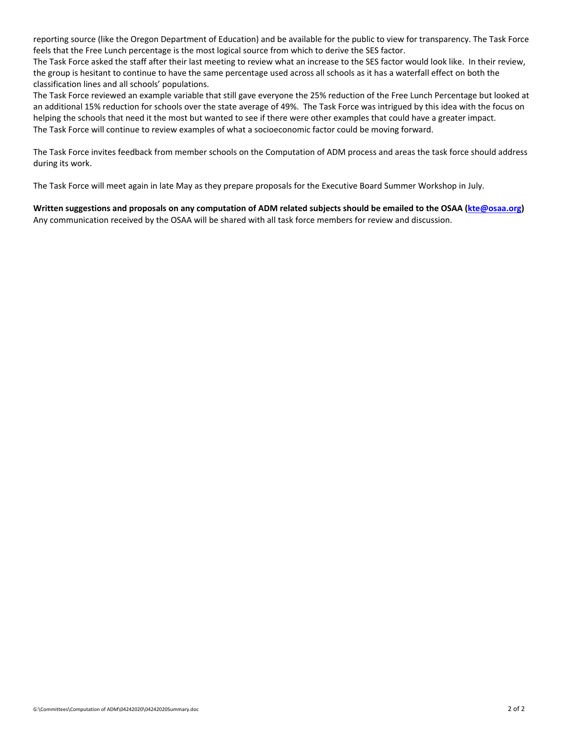reporting source (like the Oregon Department of Education) and be available for the public to view for transparency. The Task Force feels that the Free Lunch percentage is the most logical source from which to derive the SES factor.
The Task Force asked the staff after their last meeting to review what an increase to the SES factor would look like. In their review, the group is hesitant to continue to have the same percentage used across all schools as it has a waterfall effect on both the classification lines and all schools' populations.
The Task Force reviewed an example variable that still gave everyone the 25% reduction of the Free Lunch Percentage but looked at an additional 15% reduction for schools over the state average of 49%. The Task Force was intrigued by this idea with the focus on helping the schools that need it the most but wanted to see if there were other examples that could have a greater impact.
The Task Force will continue to review examples of what a socioeconomic factor could be moving forward.

The Task Force invites feedback from member schools on the Computation of ADM process and areas the task force should address during its work.

The Task Force will meet again in late May as they prepare proposals for the Executive Board Summer Workshop in July.

**Written suggestions and proposals on any computation of ADM related subjects should be emailed to the OSAA (kte@osaa.org)**
Any communication received by the OSAA will be shared with all task force members for review and discussion.